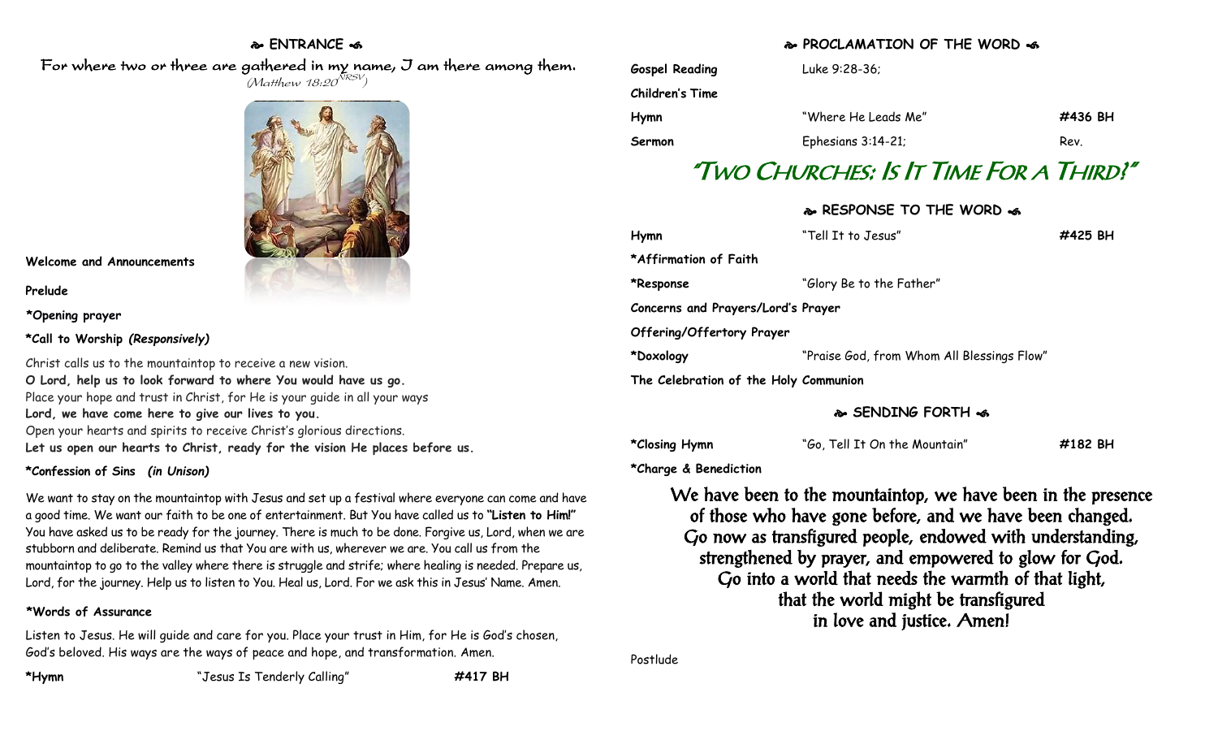## ENTRANCE

For where two or three are gathered in my name, I am there among them.
*(Matthew 18:20 NRSV)*

**Welcome and Announcements**

**Prelude**

**\*Opening prayer**

**\*Call to Worship** ***(Responsively)***

Christ calls us to the mountaintop to receive a new vision.
**O Lord, help us to look forward to where You would have us go.**
Place your hope and trust in Christ, for He is your guide in all your ways
**Lord, we have come here to give our lives to you.**
Open your hearts and spirits to receive Christ's glorious directions.
**Let us open our hearts to Christ, ready for the vision He places before us.**

**\*Confession of Sins** ***(in Unison)***

We want to stay on the mountaintop with Jesus and set up a festival where everyone can come and have a good time. We want our faith to be one of entertainment. But You have called us to **"Listen to Him!"** You have asked us to be ready for the journey. There is much to be done. Forgive us, Lord, when we are stubborn and deliberate. Remind us that You are with us, wherever we are. You call us from the mountaintop to go to the valley where there is struggle and strife; where healing is needed. Prepare us, Lord, for the journey. Help us to listen to You. Heal us, Lord. For we ask this in Jesus' Name. Amen.

**\*Words of Assurance**

Listen to Jesus. He will guide and care for you. Place your trust in Him, for He is God's chosen, God's beloved. His ways are the ways of peace and hope, and transformation. Amen.

**\*Hymn** "Jesus Is Tenderly Calling" **#417 BH**

## PROCLAMATION OF THE WORD

**Gospel Reading** Luke 9:28-36;

**Children's Time**

**Hymn** "Where He Leads Me" **#436 BH**

**Sermon** Ephesians 3:14-21; Rev.

# "Two Churches: Is It Time For a Third?"

## RESPONSE TO THE WORD

**Hymn** "Tell It to Jesus" **#425 BH**

**\*Affirmation of Faith**

**\*Response** "Glory Be to the Father"

**Concerns and Prayers/Lord's Prayer**

**Offering/Offertory Prayer**

**\*Doxology** "Praise God, from Whom All Blessings Flow"

**The Celebration of the Holy Communion**

## SENDING FORTH

**\*Closing Hymn** "Go, Tell It On the Mountain" **#182 BH**

**\*Charge & Benediction**

We have been to the mountaintop, we have been in the presence of those who have gone before, and we have been changed. Go now as transfigured people, endowed with understanding, strengthened by prayer, and empowered to glow for God. Go into a world that needs the warmth of that light, that the world might be transfigured in love and justice. Amen!

Postlude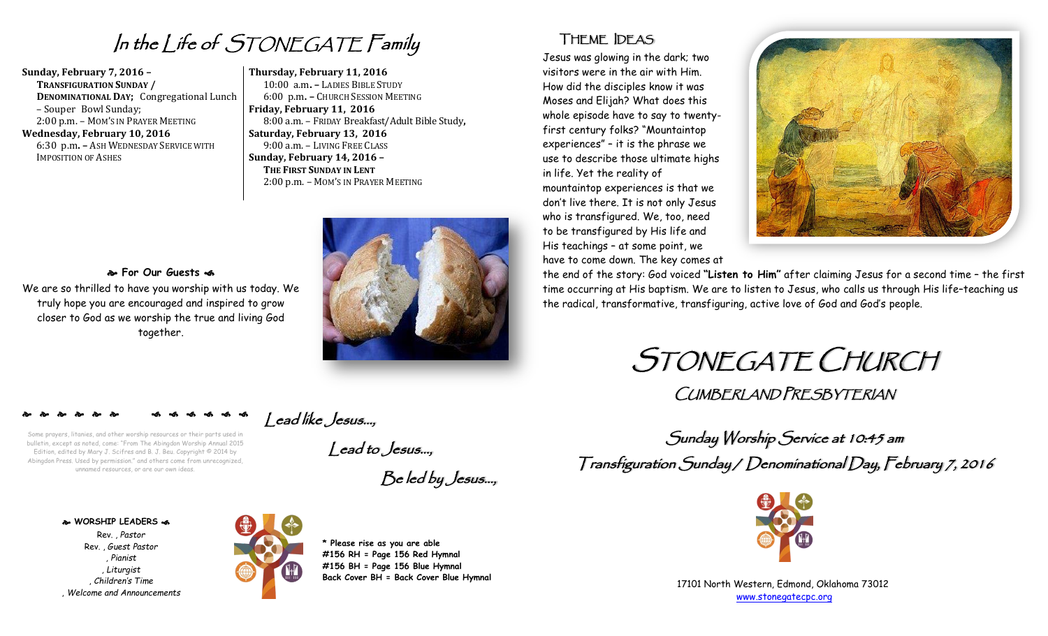# In the Life of STONEGATE Family

**Sunday, February 7, 2016 –**
**TRANSFIGURATION SUNDAY / DENOMINATIONAL DAY;** Congregational Lunch – Souper Bowl Sunday;
2:00 p.m. – MOM'S IN PRAYER MEETING

**Wednesday, February 10, 2016**
6:30 p.m. – ASH WEDNESDAY SERVICE WITH IMPOSITION OF ASHES

**Thursday, February 11, 2016**
10:00 a.m. – LADIES BIBLE STUDY
6:00 p.m. – CHURCH SESSION MEETING

**Friday, February 11, 2016**
8:00 a.m. – FRIDAY Breakfast/Adult Bible Study,

**Saturday, February 13, 2016**
9:00 a.m. – LIVING FREE CLASS

**Sunday, February 14, 2016 –**
**THE FIRST SUNDAY IN LENT**
2:00 p.m. – MOM'S IN PRAYER MEETING

## For Our Guests

We are so thrilled to have you worship with us today. We truly hope you are encouraged and inspired to grow closer to God as we worship the true and living God together.

Some prayers, litanies, and other worship resources or their parts used in bulletin, except as noted, come: "From The Abingdon Worship Annual 2015 Edition, edited by Mary J. Scifres and B. J. Beu. Copyright © 2014 by Abingdon Press. Used by permission." and others come from unrecognized, unnamed resources, or are our own ideas.

Lead like Jesus…,

Lead to Jesus…,

Be led by Jesus…,

## WORSHIP LEADERS

Rev. , *Pastor*
Rev. , *Guest Pastor*
, *Pianist*
, *Liturgist*
, *Children's Time*
, *Welcome and Announcements*

**\* Please rise as you are able**
**#156 RH = Page 156 Red Hymnal**
**#156 BH = Page 156 Blue Hymnal**
**Back Cover BH = Back Cover Blue Hymnal**

## THEME IDEAS

Jesus was glowing in the dark; two visitors were in the air with Him. How did the disciples know it was Moses and Elijah? What does this whole episode have to say to twenty-first century folks? "Mountaintop experiences" – it is the phrase we use to describe those ultimate highs in life. Yet the reality of mountaintop experiences is that we don't live there. It is not only Jesus who is transfigured. We, too, need to be transfigured by His life and His teachings – at some point, we have to come down. The key comes at the end of the story: God voiced **"Listen to Him"** after claiming Jesus for a second time – the first time occurring at His baptism. We are to listen to Jesus, who calls us through His life-teaching us the radical, transformative, transfiguring, active love of God and God's people.

# STONEGATE CHURCH

## CUMBERLAND PRESBYTERIAN

Sunday Worship Service at 10:45 am

Transfiguration Sunday / Denominational Day, February 7, 2016

17101 North Western, Edmond, Oklahoma 73012
www.stonegatecpc.org